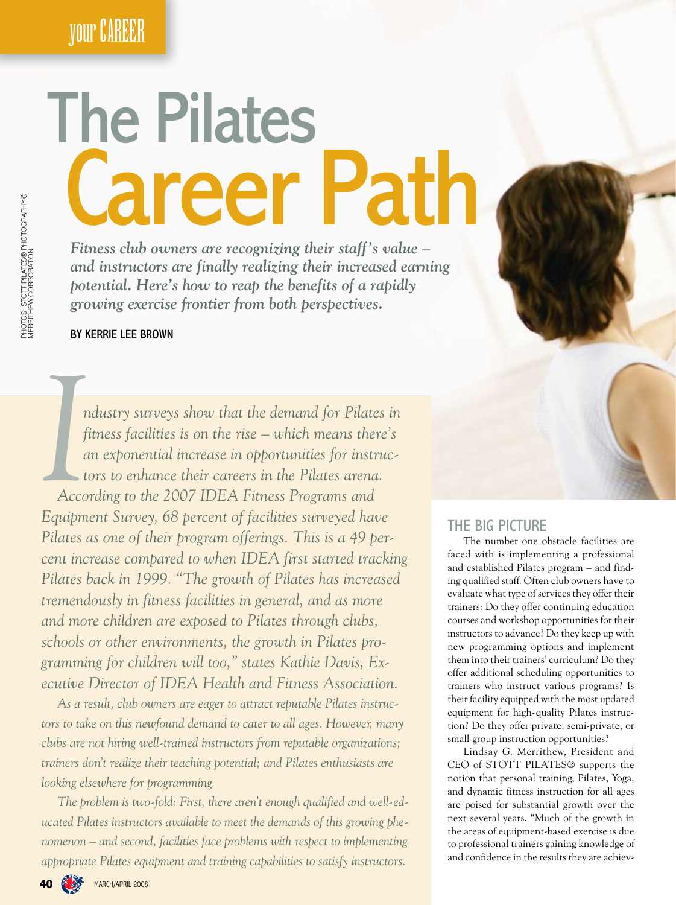# The Pilates Career Path

***Fitness club owners are recognizing their staff's value – and instructors are finally realizing their increased earning potential. Here's how to reap the benefits of a rapidly growing exercise frontier from both perspectives.***

BY KERRIE LEE BROWN

PHOTOS: STOTT PILATES® PHOTOGRAPHY© MERRITHEW CORPORATION

*Industry surveys show that the demand for Pilates in fitness facilities is on the rise – which means there's an exponential increase in opportunities for instructors to enhance their careers in the Pilates arena. According to the 2007 IDEA Fitness Programs and Equipment Survey, 68 percent of facilities surveyed have Pilates as one of their program offerings. This is a 49 percent increase compared to when IDEA first started tracking Pilates back in 1999. "The growth of Pilates has increased tremendously in fitness facilities in general, and as more and more children are exposed to Pilates through clubs, schools or other environments, the growth in Pilates programming for children will too," states Kathie Davis, Executive Director of IDEA Health and Fitness Association.*

*As a result, club owners are eager to attract reputable Pilates instructors to take on this newfound demand to cater to all ages. However, many clubs are not hiring well-trained instructors from reputable organizations; trainers don't realize their teaching potential; and Pilates enthusiasts are looking elsewhere for programming.*

*The problem is two-fold: First, there aren't enough qualified and well-educated Pilates instructors available to meet the demands of this growing phenomenon – and second, facilities face problems with respect to implementing appropriate Pilates equipment and training capabilities to satisfy instructors.*

## THE BIG PICTURE

The number one obstacle facilities are faced with is implementing a professional and established Pilates program – and finding qualified staff. Often club owners have to evaluate what type of services they offer their trainers: Do they offer continuing education courses and workshop opportunities for their instructors to advance? Do they keep up with new programming options and implement them into their trainers' curriculum? Do they offer additional scheduling opportunities to trainers who instruct various programs? Is their facility equipped with the most updated equipment for high-quality Pilates instruction? Do they offer private, semi-private, or small group instruction opportunities?

Lindsay G. Merrithew, President and CEO of STOTT PILATES® supports the notion that personal training, Pilates, Yoga, and dynamic fitness instruction for all ages are poised for substantial growth over the next several years. "Much of the growth in the areas of equipment-based exercise is due to professional trainers gaining knowledge of and confidence in the results they are achiev-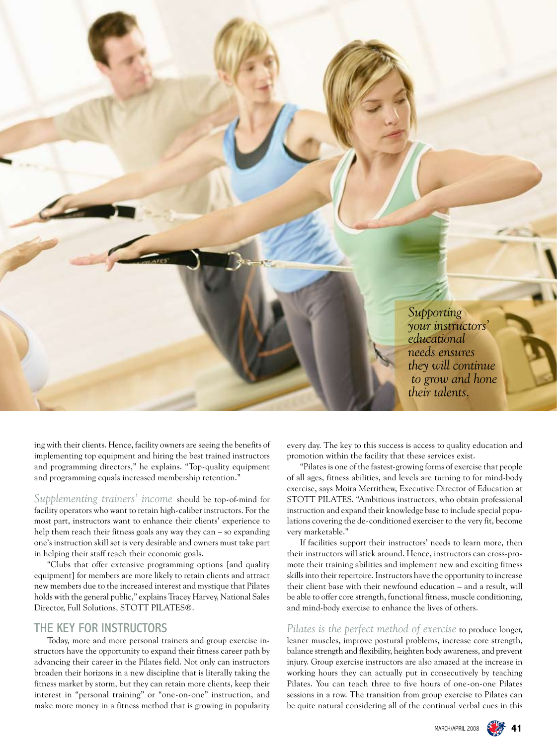*Supporting your instructors' educational needs ensures they will continue to grow and hone their talents.*

ing with their clients. Hence, facility owners are seeing the benefits of implementing top equipment and hiring the best trained instructors and programming directors," he explains. "Top-quality equipment and programming equals increased membership retention."

*Supplementing trainers' income* should be top-of-mind for facility operators who want to retain high-caliber instructors. For the most part, instructors want to enhance their clients' experience to help them reach their fitness goals any way they can – so expanding one's instruction skill set is very desirable and owners must take part in helping their staff reach their economic goals.

"Clubs that offer extensive programming options [and quality equipment] for members are more likely to retain clients and attract new members due to the increased interest and mystique that Pilates holds with the general public," explains Tracey Harvey, National Sales Director, Full Solutions, STOTT PILATES®.

## THE KEY FOR INSTRUCTORS

Today, more and more personal trainers and group exercise instructors have the opportunity to expand their fitness career path by advancing their career in the Pilates field. Not only can instructors broaden their horizons in a new discipline that is literally taking the fitness market by storm, but they can retain more clients, keep their interest in "personal training" or "one-on-one" instruction, and make more money in a fitness method that is growing in popularity every day. The key to this success is access to quality education and promotion within the facility that these services exist.

"Pilates is one of the fastest-growing forms of exercise that people of all ages, fitness abilities, and levels are turning to for mind-body exercise, says Moira Merrithew, Executive Director of Education at STOTT PILATES. "Ambitious instructors, who obtain professional instruction and expand their knowledge base to include special populations covering the de-conditioned exerciser to the very fit, become very marketable."

If facilities support their instructors' needs to learn more, then their instructors will stick around. Hence, instructors can cross-promote their training abilities and implement new and exciting fitness skills into their repertoire. Instructors have the opportunity to increase their client base with their newfound education – and a result, will be able to offer core strength, functional fitness, muscle conditioning, and mind-body exercise to enhance the lives of others.

*Pilates is the perfect method of exercise* to produce longer, leaner muscles, improve postural problems, increase core strength, balance strength and flexibility, heighten body awareness, and prevent injury. Group exercise instructors are also amazed at the increase in working hours they can actually put in consecutively by teaching Pilates. You can teach three to five hours of one-on-one Pilates sessions in a row. The transition from group exercise to Pilates can be quite natural considering all of the continual verbal cues in this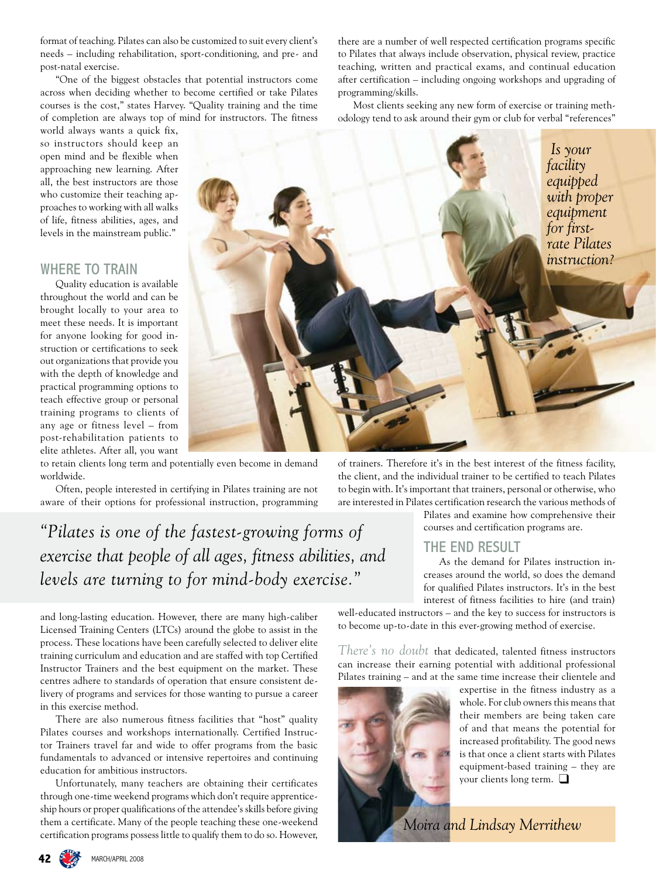format of teaching. Pilates can also be customized to suit every client's needs – including rehabilitation, sport-conditioning, and pre- and post-natal exercise.

"One of the biggest obstacles that potential instructors come across when deciding whether to become certified or take Pilates courses is the cost," states Harvey. "Quality training and the time of completion are always top of mind for instructors. The fitness world always wants a quick fix, so instructors should keep an open mind and be flexible when approaching new learning. After all, the best instructors are those who customize their teaching approaches to working with all walks of life, fitness abilities, ages, and levels in the mainstream public."

## WHERE TO TRAIN

Quality education is available throughout the world and can be brought locally to your area to meet these needs. It is important for anyone looking for good instruction or certifications to seek out organizations that provide you with the depth of knowledge and practical programming options to teach effective group or personal training programs to clients of any age or fitness level – from post-rehabilitation patients to elite athletes. After all, you want to retain clients long term and potentially even become in demand worldwide.

Often, people interested in certifying in Pilates training are not aware of their options for professional instruction, programming and long-lasting education. However, there are many high-caliber Licensed Training Centers (LTCs) around the globe to assist in the process. These locations have been carefully selected to deliver elite training curriculum and education and are staffed with top Certified Instructor Trainers and the best equipment on the market. These centres adhere to standards of operation that ensure consistent delivery of programs and services for those wanting to pursue a career in this exercise method.

There are also numerous fitness facilities that "host" quality Pilates courses and workshops internationally. Certified Instructor Trainers travel far and wide to offer programs from the basic fundamentals to advanced or intensive repertoires and continuing education for ambitious instructors.

Unfortunately, many teachers are obtaining their certificates through one-time weekend programs which don't require apprenticeship hours or proper qualifications of the attendee's skills before giving them a certificate. Many of the people teaching these one-weekend certification programs possess little to qualify them to do so. However, there are a number of well respected certification programs specific to Pilates that always include observation, physical review, practice teaching, written and practical exams, and continual education after certification – including ongoing workshops and upgrading of programming/skills.

Most clients seeking any new form of exercise or training methodology tend to ask around their gym or club for verbal "references" of trainers. Therefore it's in the best interest of the fitness facility, the client, and the individual trainer to be certified to teach Pilates to begin with. It's important that trainers, personal or otherwise, who are interested in Pilates certification research the various methods of Pilates and examine how comprehensive their courses and certification programs are.

*Is your facility equipped with proper equipment for first-rate Pilates instruction?*

> *"Pilates is one of the fastest-growing forms of exercise that people of all ages, fitness abilities, and levels are turning to for mind-body exercise."*

## THE END RESULT

As the demand for Pilates instruction increases around the world, so does the demand for qualified Pilates instructors. It's in the best interest of fitness facilities to hire (and train) well-educated instructors – and the key to success for instructors is to become up-to-date in this ever-growing method of exercise.

There's no doubt that dedicated, talented fitness instructors can increase their earning potential with additional professional Pilates training – and at the same time increase their clientele and expertise in the fitness industry as a whole. For club owners this means that their members are being taken care of and that means the potential for increased profitability. The good news is that once a client starts with Pilates equipment-based training – they are your clients long term. ❑

*Moira and Lindsay Merrithew*